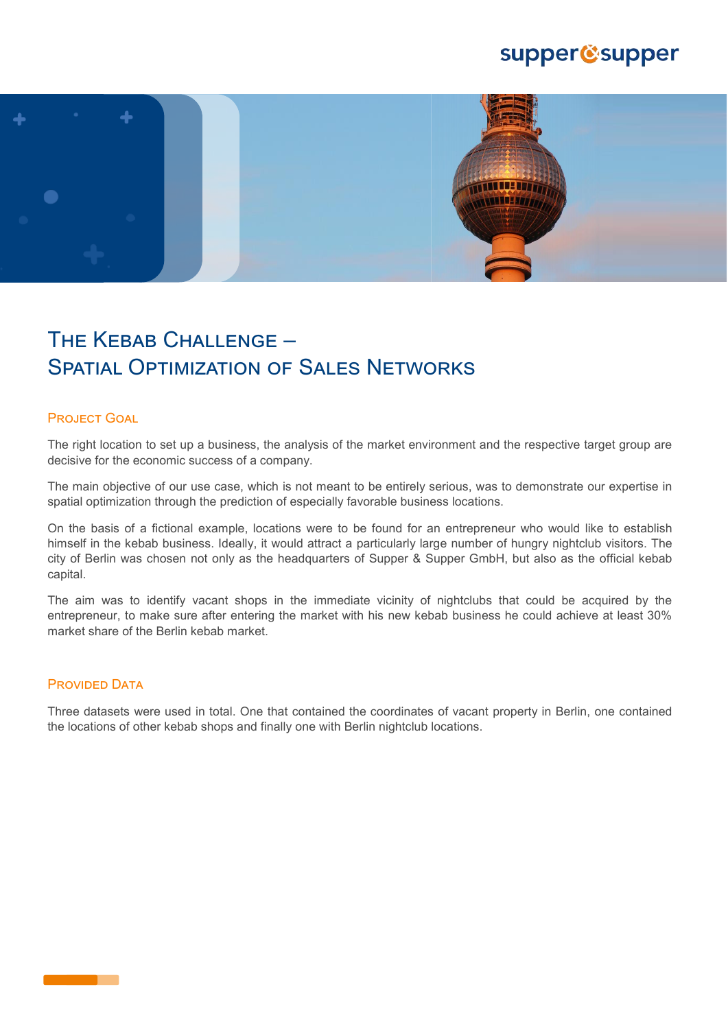# The Kebab Challenge – Spatial Optimization of Sales Networks

## Project Goal

The right location to set up a business, the analysis of the market environment and the respective target group are decisive for the economic success of a company.

The main objective of our use case, which is not meant to be entirely serious, was to demonstrate our expertise in spatial optimization through the prediction of especially favorable business locations.

On the basis of a fictional example, locations were to be found for an entrepreneur who would like to establish himself in the kebab business. Ideally, it would attract a particularly large number of hungry nightclub visitors. The city of Berlin was chosen not only as the headquarters of Supper & Supper GmbH, but also as the official kebab capital.

The aim was to identify vacant shops in the immediate vicinity of nightclubs that could be acquired by the entrepreneur, to make sure after entering the market with his new kebab business he could achieve at least 30% market share of the Berlin kebab market.

## Provided Data

Three datasets were used in total. One that contained the coordinates of vacant property in Berlin, one contained the locations of other kebab shops and finally one with Berlin nightclub locations.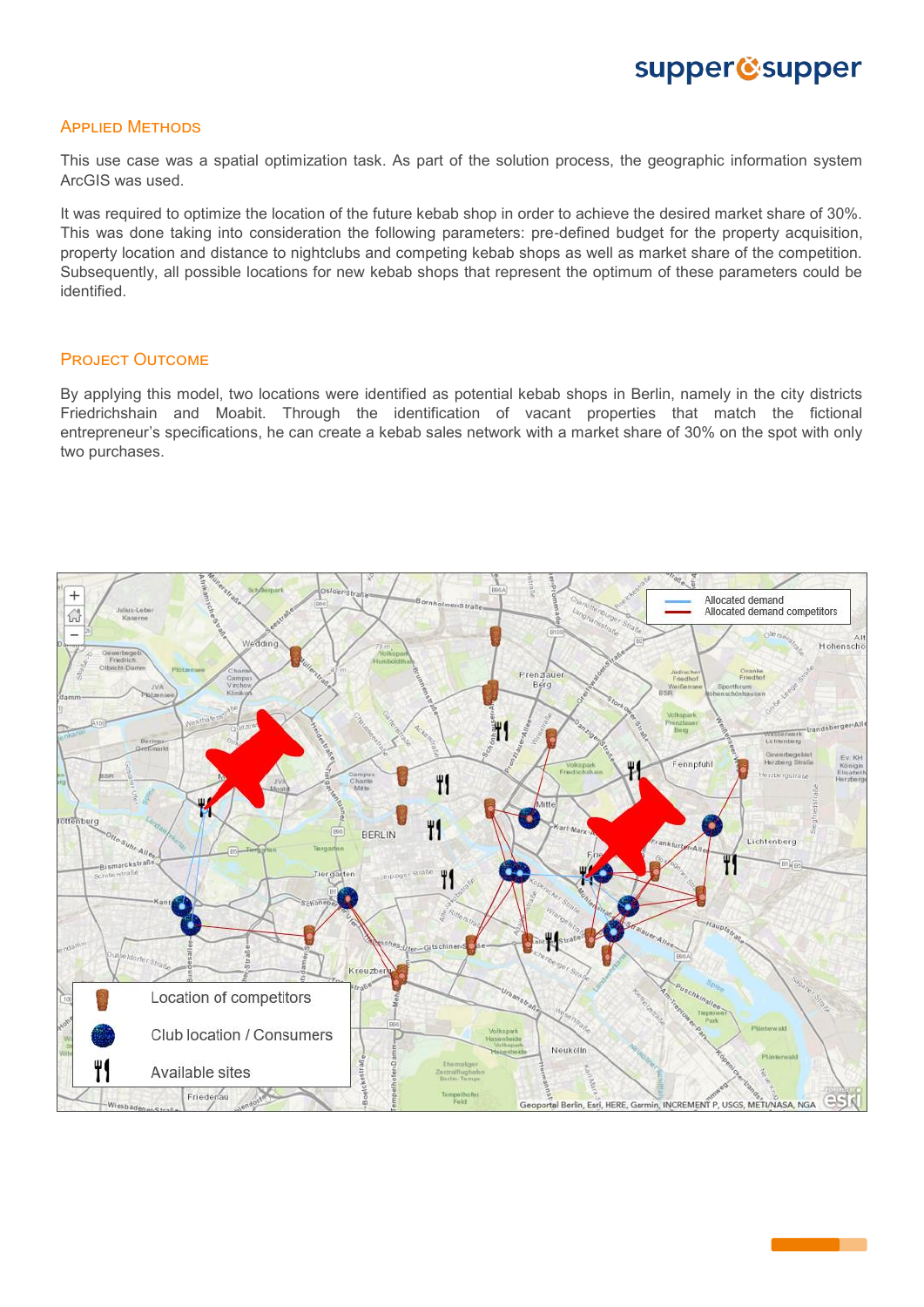## Applied Methods

This use case was a spatial optimization task. As part of the solution process, the geographic information system ArcGIS was used.

It was required to optimize the location of the future kebab shop in order to achieve the desired market share of 30%. This was done taking into consideration the following parameters: pre-defined budget for the property acquisition, property location and distance to nightclubs and competing kebab shops as well as market share of the competition. Subsequently, all possible locations for new kebab shops that represent the optimum of these parameters could be identified.

## Project Outcome

By applying this model, two locations were identified as potential kebab shops in Berlin, namely in the city districts Friedrichshain and Moabit. Through the identification of vacant properties that match the fictional entrepreneur's specifications, he can create a kebab sales network with a market share of 30% on the spot with only two purchases.

Allocated demand
Allocated demand competitors

Location of competitors
Club location / Consumers
Available sites

Geoportal Berlin, Esri, HERE, Garmin, INCREMENT P, USGS, METI/NASA, NGA